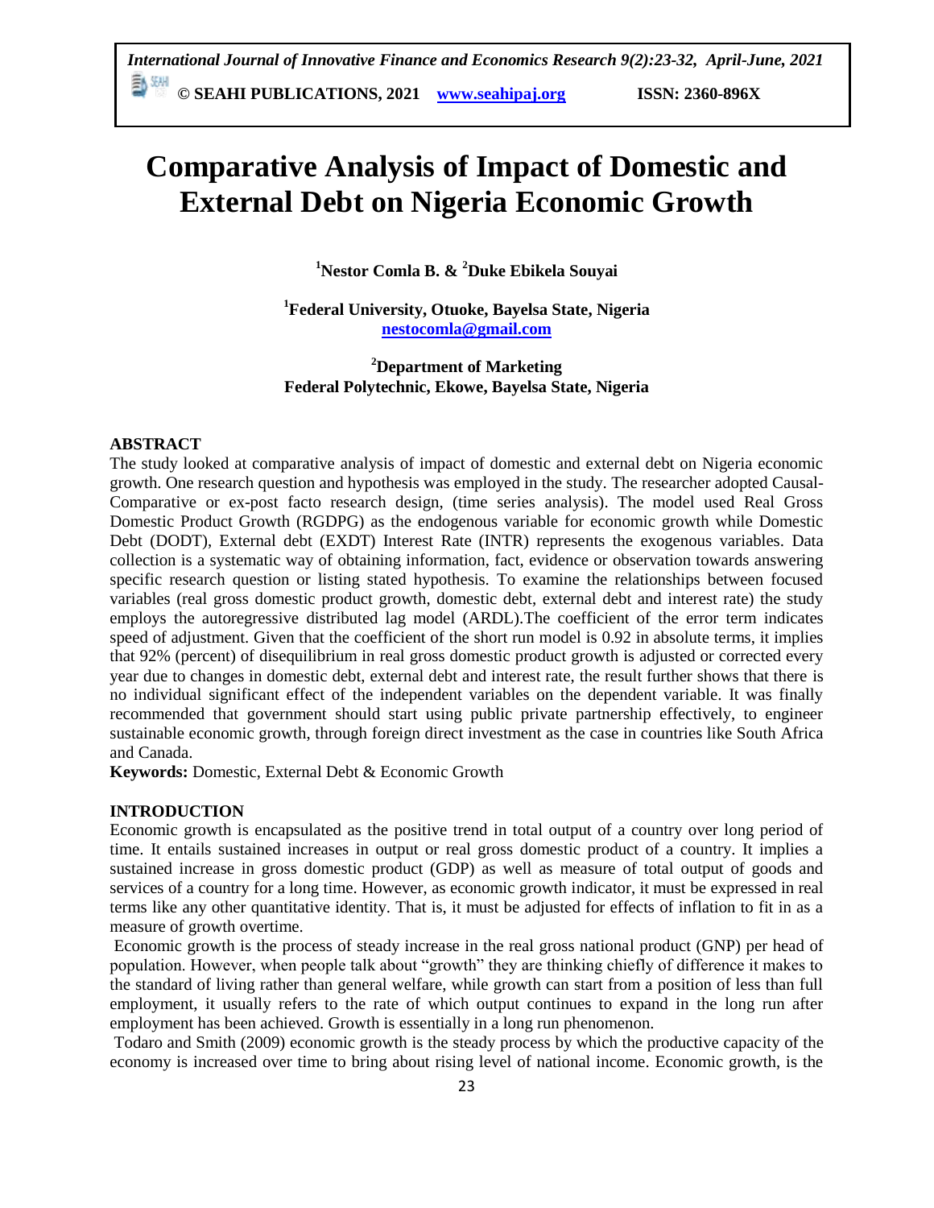# Comparative Analysis of Impact of Domestic and External Debt on Nigeria Economic Growth

**[1]Nestor Comla B. & [2]Duke Ebikela Souyai**

**[1]Federal University, Otuoke, Bayelsa State, Nigeria**
**nestocomla@gmail.com**

**[2]Department of Marketing**
**Federal Polytechnic, Ekowe, Bayelsa State, Nigeria**

## ABSTRACT

The study looked at comparative analysis of impact of domestic and external debt on Nigeria economic growth. One research question and hypothesis was employed in the study. The researcher adopted Causal-Comparative or ex-post facto research design, (time series analysis). The model used Real Gross Domestic Product Growth (RGDPG) as the endogenous variable for economic growth while Domestic Debt (DODT), External debt (EXDT) Interest Rate (INTR) represents the exogenous variables. Data collection is a systematic way of obtaining information, fact, evidence or observation towards answering specific research question or listing stated hypothesis. To examine the relationships between focused variables (real gross domestic product growth, domestic debt, external debt and interest rate) the study employs the autoregressive distributed lag model (ARDL).The coefficient of the error term indicates speed of adjustment. Given that the coefficient of the short run model is 0.92 in absolute terms, it implies that 92% (percent) of disequilibrium in real gross domestic product growth is adjusted or corrected every year due to changes in domestic debt, external debt and interest rate, the result further shows that there is no individual significant effect of the independent variables on the dependent variable. It was finally recommended that government should start using public private partnership effectively, to engineer sustainable economic growth, through foreign direct investment as the case in countries like South Africa and Canada.

**Keywords:** Domestic, External Debt & Economic Growth

## INTRODUCTION

Economic growth is encapsulated as the positive trend in total output of a country over long period of time. It entails sustained increases in output or real gross domestic product of a country. It implies a sustained increase in gross domestic product (GDP) as well as measure of total output of goods and services of a country for a long time. However, as economic growth indicator, it must be expressed in real terms like any other quantitative identity. That is, it must be adjusted for effects of inflation to fit in as a measure of growth overtime.

Economic growth is the process of steady increase in the real gross national product (GNP) per head of population. However, when people talk about "growth" they are thinking chiefly of difference it makes to the standard of living rather than general welfare, while growth can start from a position of less than full employment, it usually refers to the rate of which output continues to expand in the long run after employment has been achieved. Growth is essentially in a long run phenomenon.

Todaro and Smith (2009) economic growth is the steady process by which the productive capacity of the economy is increased over time to bring about rising level of national income. Economic growth, is the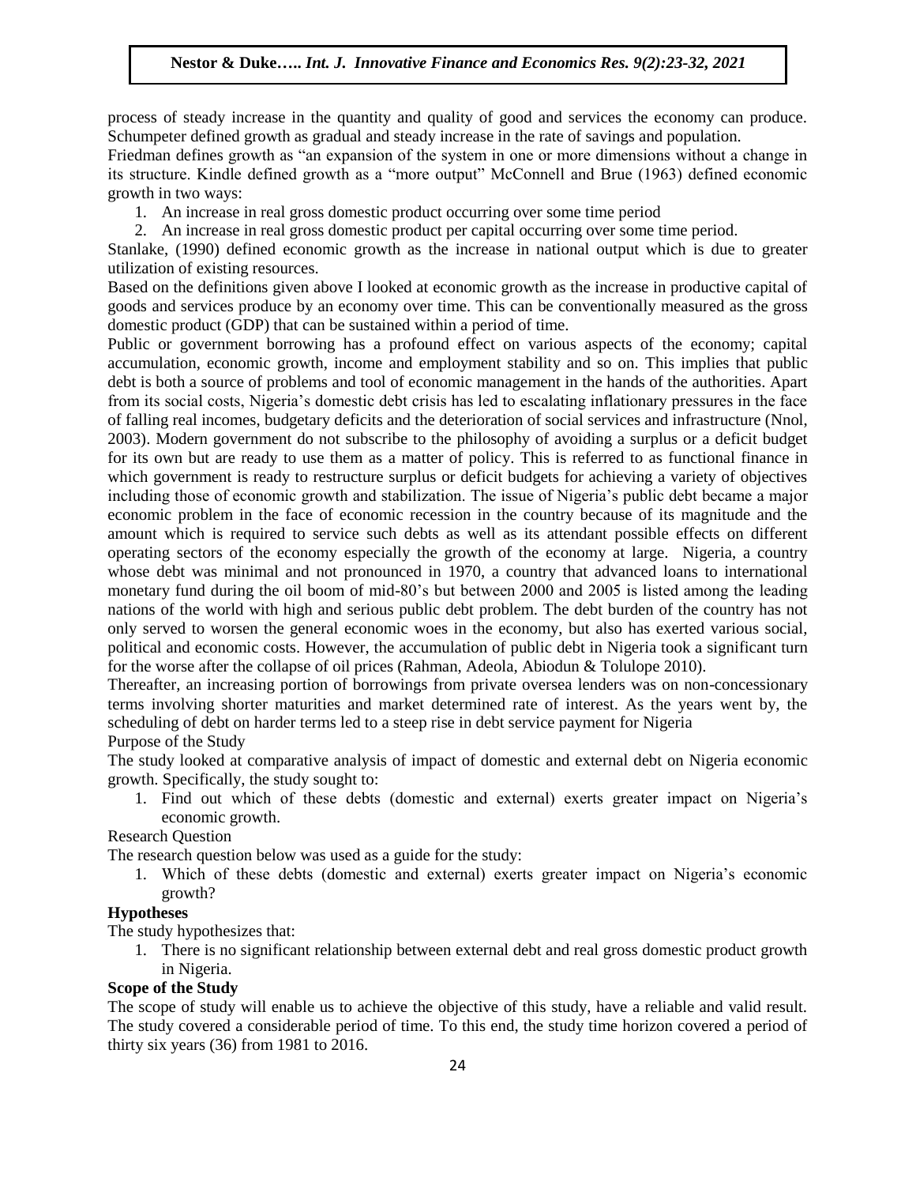process of steady increase in the quantity and quality of good and services the economy can produce. Schumpeter defined growth as gradual and steady increase in the rate of savings and population.

Friedman defines growth as "an expansion of the system in one or more dimensions without a change in its structure. Kindle defined growth as a "more output" McConnell and Brue (1963) defined economic growth in two ways:

1. An increase in real gross domestic product occurring over some time period
2. An increase in real gross domestic product per capital occurring over some time period.

Stanlake, (1990) defined economic growth as the increase in national output which is due to greater utilization of existing resources.

Based on the definitions given above I looked at economic growth as the increase in productive capital of goods and services produce by an economy over time. This can be conventionally measured as the gross domestic product (GDP) that can be sustained within a period of time.

Public or government borrowing has a profound effect on various aspects of the economy; capital accumulation, economic growth, income and employment stability and so on. This implies that public debt is both a source of problems and tool of economic management in the hands of the authorities. Apart from its social costs, Nigeria's domestic debt crisis has led to escalating inflationary pressures in the face of falling real incomes, budgetary deficits and the deterioration of social services and infrastructure (Nnol, 2003). Modern government do not subscribe to the philosophy of avoiding a surplus or a deficit budget for its own but are ready to use them as a matter of policy. This is referred to as functional finance in which government is ready to restructure surplus or deficit budgets for achieving a variety of objectives including those of economic growth and stabilization. The issue of Nigeria's public debt became a major economic problem in the face of economic recession in the country because of its magnitude and the amount which is required to service such debts as well as its attendant possible effects on different operating sectors of the economy especially the growth of the economy at large. Nigeria, a country whose debt was minimal and not pronounced in 1970, a country that advanced loans to international monetary fund during the oil boom of mid-80's but between 2000 and 2005 is listed among the leading nations of the world with high and serious public debt problem. The debt burden of the country has not only served to worsen the general economic woes in the economy, but also has exerted various social, political and economic costs. However, the accumulation of public debt in Nigeria took a significant turn for the worse after the collapse of oil prices (Rahman, Adeola, Abiodun & Tolulope 2010).

Thereafter, an increasing portion of borrowings from private oversea lenders was on non-concessionary terms involving shorter maturities and market determined rate of interest. As the years went by, the scheduling of debt on harder terms led to a steep rise in debt service payment for Nigeria

Purpose of the Study

The study looked at comparative analysis of impact of domestic and external debt on Nigeria economic growth. Specifically, the study sought to:

1. Find out which of these debts (domestic and external) exerts greater impact on Nigeria's economic growth.

Research Question

The research question below was used as a guide for the study:

1. Which of these debts (domestic and external) exerts greater impact on Nigeria's economic growth?

**Hypotheses**

The study hypothesizes that:

1. There is no significant relationship between external debt and real gross domestic product growth in Nigeria.

**Scope of the Study**

The scope of study will enable us to achieve the objective of this study, have a reliable and valid result. The study covered a considerable period of time. To this end, the study time horizon covered a period of thirty six years (36) from 1981 to 2016.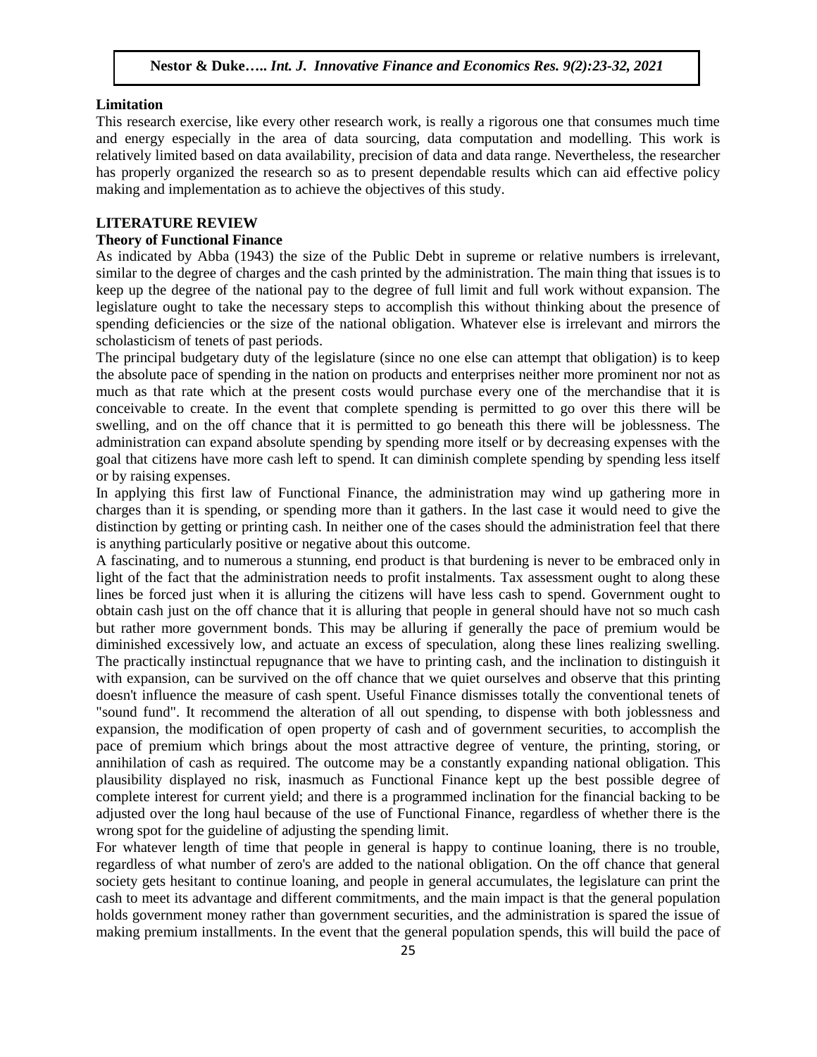## Limitation

This research exercise, like every other research work, is really a rigorous one that consumes much time and energy especially in the area of data sourcing, data computation and modelling. This work is relatively limited based on data availability, precision of data and data range. Nevertheless, the researcher has properly organized the research so as to present dependable results which can aid effective policy making and implementation as to achieve the objectives of this study.

## LITERATURE REVIEW

### Theory of Functional Finance

As indicated by Abba (1943) the size of the Public Debt in supreme or relative numbers is irrelevant, similar to the degree of charges and the cash printed by the administration. The main thing that issues is to keep up the degree of the national pay to the degree of full limit and full work without expansion. The legislature ought to take the necessary steps to accomplish this without thinking about the presence of spending deficiencies or the size of the national obligation. Whatever else is irrelevant and mirrors the scholasticism of tenets of past periods.

The principal budgetary duty of the legislature (since no one else can attempt that obligation) is to keep the absolute pace of spending in the nation on products and enterprises neither more prominent nor not as much as that rate which at the present costs would purchase every one of the merchandise that it is conceivable to create. In the event that complete spending is permitted to go over this there will be swelling, and on the off chance that it is permitted to go beneath this there will be joblessness. The administration can expand absolute spending by spending more itself or by decreasing expenses with the goal that citizens have more cash left to spend. It can diminish complete spending by spending less itself or by raising expenses.

In applying this first law of Functional Finance, the administration may wind up gathering more in charges than it is spending, or spending more than it gathers. In the last case it would need to give the distinction by getting or printing cash. In neither one of the cases should the administration feel that there is anything particularly positive or negative about this outcome.

A fascinating, and to numerous a stunning, end product is that burdening is never to be embraced only in light of the fact that the administration needs to profit instalments. Tax assessment ought to along these lines be forced just when it is alluring the citizens will have less cash to spend. Government ought to obtain cash just on the off chance that it is alluring that people in general should have not so much cash but rather more government bonds. This may be alluring if generally the pace of premium would be diminished excessively low, and actuate an excess of speculation, along these lines realizing swelling. The practically instinctual repugnance that we have to printing cash, and the inclination to distinguish it with expansion, can be survived on the off chance that we quiet ourselves and observe that this printing doesn't influence the measure of cash spent. Useful Finance dismisses totally the conventional tenets of "sound fund". It recommend the alteration of all out spending, to dispense with both joblessness and expansion, the modification of open property of cash and of government securities, to accomplish the pace of premium which brings about the most attractive degree of venture, the printing, storing, or annihilation of cash as required. The outcome may be a constantly expanding national obligation. This plausibility displayed no risk, inasmuch as Functional Finance kept up the best possible degree of complete interest for current yield; and there is a programmed inclination for the financial backing to be adjusted over the long haul because of the use of Functional Finance, regardless of whether there is the wrong spot for the guideline of adjusting the spending limit.

For whatever length of time that people in general is happy to continue loaning, there is no trouble, regardless of what number of zero's are added to the national obligation. On the off chance that general society gets hesitant to continue loaning, and people in general accumulates, the legislature can print the cash to meet its advantage and different commitments, and the main impact is that the general population holds government money rather than government securities, and the administration is spared the issue of making premium installments. In the event that the general population spends, this will build the pace of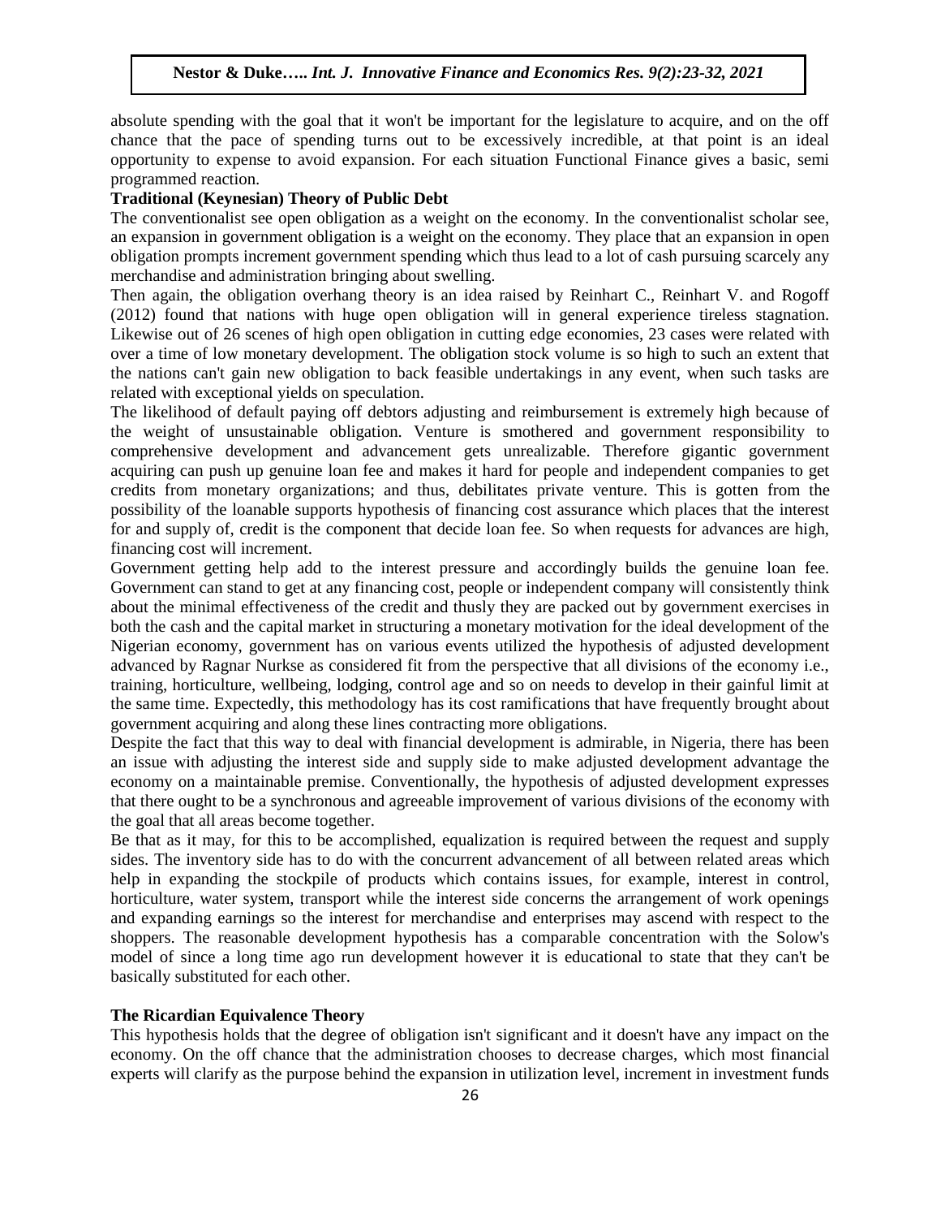absolute spending with the goal that it won't be important for the legislature to acquire, and on the off chance that the pace of spending turns out to be excessively incredible, at that point is an ideal opportunity to expense to avoid expansion. For each situation Functional Finance gives a basic, semi programmed reaction.

**Traditional (Keynesian) Theory of Public Debt**

The conventionalist see open obligation as a weight on the economy. In the conventionalist scholar see, an expansion in government obligation is a weight on the economy. They place that an expansion in open obligation prompts increment government spending which thus lead to a lot of cash pursuing scarcely any merchandise and administration bringing about swelling.

Then again, the obligation overhang theory is an idea raised by Reinhart C., Reinhart V. and Rogoff (2012) found that nations with huge open obligation will in general experience tireless stagnation. Likewise out of 26 scenes of high open obligation in cutting edge economies, 23 cases were related with over a time of low monetary development. The obligation stock volume is so high to such an extent that the nations can't gain new obligation to back feasible undertakings in any event, when such tasks are related with exceptional yields on speculation.

The likelihood of default paying off debtors adjusting and reimbursement is extremely high because of the weight of unsustainable obligation. Venture is smothered and government responsibility to comprehensive development and advancement gets unrealizable. Therefore gigantic government acquiring can push up genuine loan fee and makes it hard for people and independent companies to get credits from monetary organizations; and thus, debilitates private venture. This is gotten from the possibility of the loanable supports hypothesis of financing cost assurance which places that the interest for and supply of, credit is the component that decide loan fee. So when requests for advances are high, financing cost will increment.

Government getting help add to the interest pressure and accordingly builds the genuine loan fee. Government can stand to get at any financing cost, people or independent company will consistently think about the minimal effectiveness of the credit and thusly they are packed out by government exercises in both the cash and the capital market in structuring a monetary motivation for the ideal development of the Nigerian economy, government has on various events utilized the hypothesis of adjusted development advanced by Ragnar Nurkse as considered fit from the perspective that all divisions of the economy i.e., training, horticulture, wellbeing, lodging, control age and so on needs to develop in their gainful limit at the same time. Expectedly, this methodology has its cost ramifications that have frequently brought about government acquiring and along these lines contracting more obligations.

Despite the fact that this way to deal with financial development is admirable, in Nigeria, there has been an issue with adjusting the interest side and supply side to make adjusted development advantage the economy on a maintainable premise. Conventionally, the hypothesis of adjusted development expresses that there ought to be a synchronous and agreeable improvement of various divisions of the economy with the goal that all areas become together.

Be that as it may, for this to be accomplished, equalization is required between the request and supply sides. The inventory side has to do with the concurrent advancement of all between related areas which help in expanding the stockpile of products which contains issues, for example, interest in control, horticulture, water system, transport while the interest side concerns the arrangement of work openings and expanding earnings so the interest for merchandise and enterprises may ascend with respect to the shoppers. The reasonable development hypothesis has a comparable concentration with the Solow's model of since a long time ago run development however it is educational to state that they can't be basically substituted for each other.

**The Ricardian Equivalence Theory**

This hypothesis holds that the degree of obligation isn't significant and it doesn't have any impact on the economy. On the off chance that the administration chooses to decrease charges, which most financial experts will clarify as the purpose behind the expansion in utilization level, increment in investment funds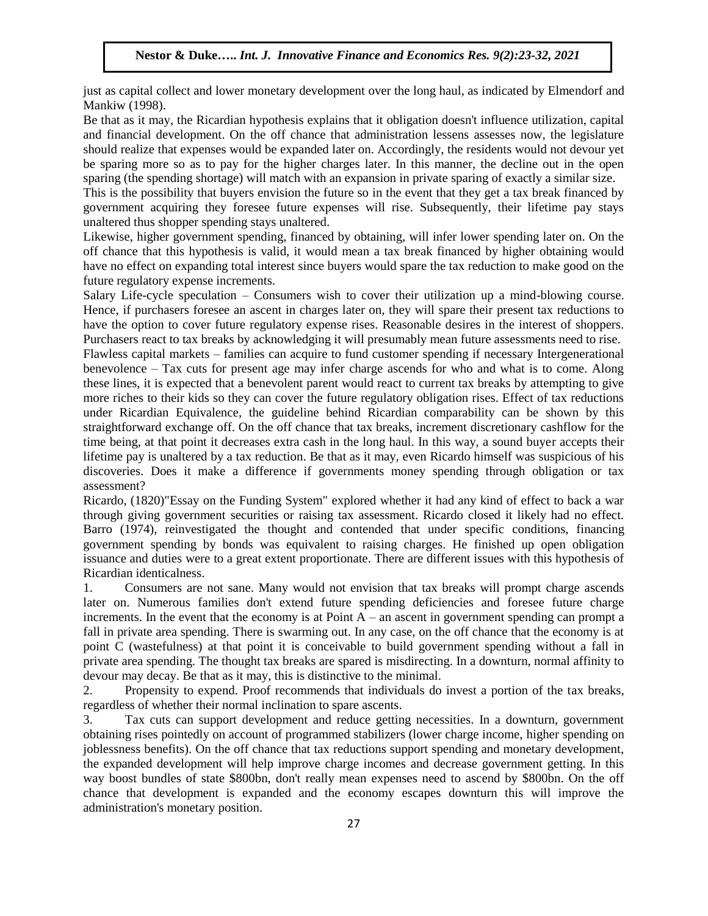just as capital collect and lower monetary development over the long haul, as indicated by Elmendorf and Mankiw (1998).

Be that as it may, the Ricardian hypothesis explains that it obligation doesn't influence utilization, capital and financial development. On the off chance that administration lessens assesses now, the legislature should realize that expenses would be expanded later on. Accordingly, the residents would not devour yet be sparing more so as to pay for the higher charges later. In this manner, the decline out in the open sparing (the spending shortage) will match with an expansion in private sparing of exactly a similar size.

This is the possibility that buyers envision the future so in the event that they get a tax break financed by government acquiring they foresee future expenses will rise. Subsequently, their lifetime pay stays unaltered thus shopper spending stays unaltered.

Likewise, higher government spending, financed by obtaining, will infer lower spending later on. On the off chance that this hypothesis is valid, it would mean a tax break financed by higher obtaining would have no effect on expanding total interest since buyers would spare the tax reduction to make good on the future regulatory expense increments.

Salary Life-cycle speculation – Consumers wish to cover their utilization up a mind-blowing course. Hence, if purchasers foresee an ascent in charges later on, they will spare their present tax reductions to have the option to cover future regulatory expense rises. Reasonable desires in the interest of shoppers. Purchasers react to tax breaks by acknowledging it will presumably mean future assessments need to rise.

Flawless capital markets – families can acquire to fund customer spending if necessary Intergenerational benevolence – Tax cuts for present age may infer charge ascends for who and what is to come. Along these lines, it is expected that a benevolent parent would react to current tax breaks by attempting to give more riches to their kids so they can cover the future regulatory obligation rises. Effect of tax reductions under Ricardian Equivalence, the guideline behind Ricardian comparability can be shown by this straightforward exchange off. On the off chance that tax breaks, increment discretionary cashflow for the time being, at that point it decreases extra cash in the long haul. In this way, a sound buyer accepts their lifetime pay is unaltered by a tax reduction. Be that as it may, even Ricardo himself was suspicious of his discoveries. Does it make a difference if governments money spending through obligation or tax assessment?

Ricardo, (1820)"Essay on the Funding System" explored whether it had any kind of effect to back a war through giving government securities or raising tax assessment. Ricardo closed it likely had no effect. Barro (1974), reinvestigated the thought and contended that under specific conditions, financing government spending by bonds was equivalent to raising charges. He finished up open obligation issuance and duties were to a great extent proportionate. There are different issues with this hypothesis of Ricardian identicalness.

1. Consumers are not sane. Many would not envision that tax breaks will prompt charge ascends later on. Numerous families don't extend future spending deficiencies and foresee future charge increments. In the event that the economy is at Point A – an ascent in government spending can prompt a fall in private area spending. There is swarming out. In any case, on the off chance that the economy is at point C (wastefulness) at that point it is conceivable to build government spending without a fall in private area spending. The thought tax breaks are spared is misdirecting. In a downturn, normal affinity to devour may decay. Be that as it may, this is distinctive to the minimal.
2. Propensity to expend. Proof recommends that individuals do invest a portion of the tax breaks, regardless of whether their normal inclination to spare ascents.
3. Tax cuts can support development and reduce getting necessities. In a downturn, government obtaining rises pointedly on account of programmed stabilizers (lower charge income, higher spending on joblessness benefits). On the off chance that tax reductions support spending and monetary development, the expanded development will help improve charge incomes and decrease government getting. In this way boost bundles of state $800bn, don't really mean expenses need to ascend by $800bn. On the off chance that development is expanded and the economy escapes downturn this will improve the administration's monetary position.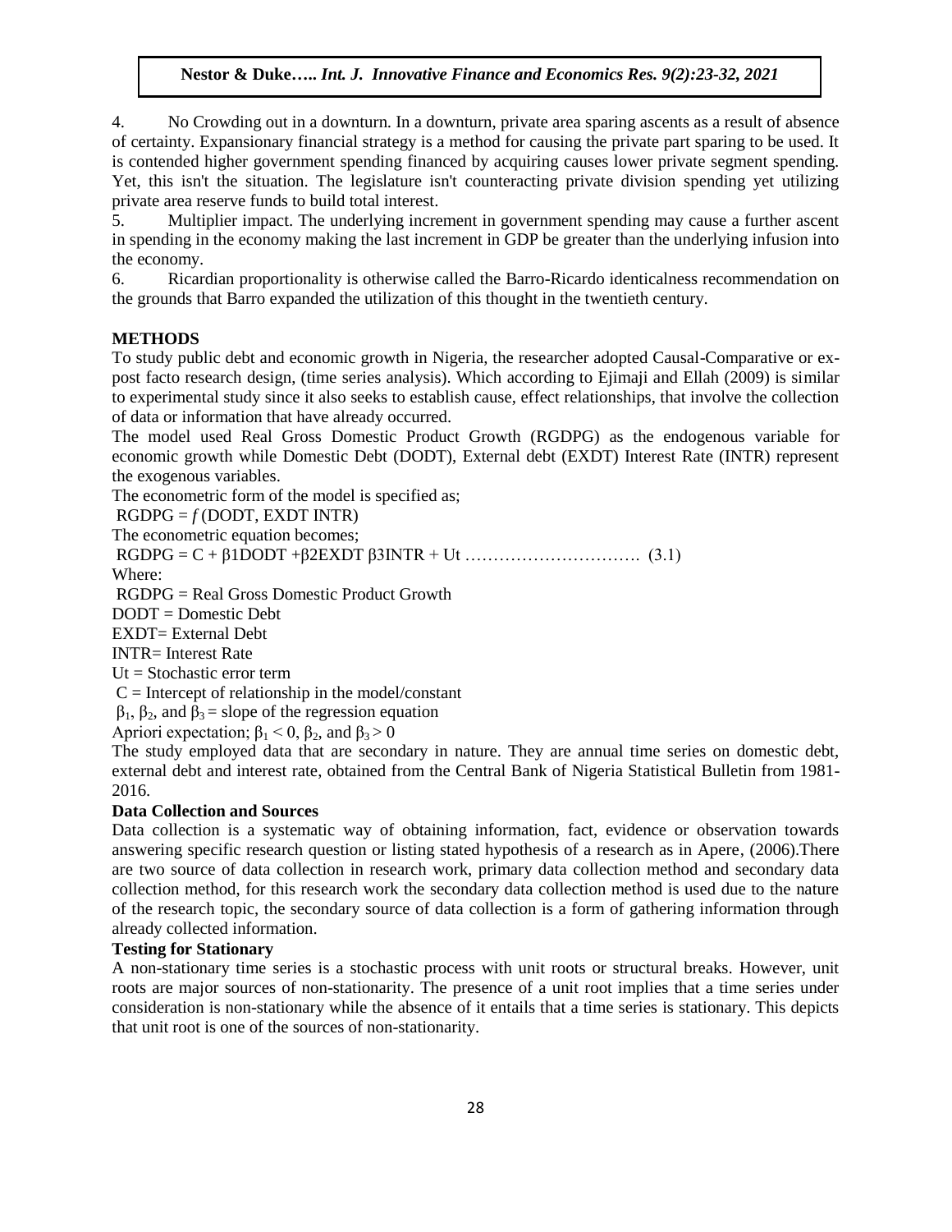4. No Crowding out in a downturn. In a downturn, private area sparing ascents as a result of absence of certainty. Expansionary financial strategy is a method for causing the private part sparing to be used. It is contended higher government spending financed by acquiring causes lower private segment spending. Yet, this isn't the situation. The legislature isn't counteracting private division spending yet utilizing private area reserve funds to build total interest.

5. Multiplier impact. The underlying increment in government spending may cause a further ascent in spending in the economy making the last increment in GDP be greater than the underlying infusion into the economy.

6. Ricardian proportionality is otherwise called the Barro-Ricardo identicalness recommendation on the grounds that Barro expanded the utilization of this thought in the twentieth century.

## METHODS

To study public debt and economic growth in Nigeria, the researcher adopted Causal-Comparative or ex-post facto research design, (time series analysis). Which according to Ejimaji and Ellah (2009) is similar to experimental study since it also seeks to establish cause, effect relationships, that involve the collection of data or information that have already occurred.

The model used Real Gross Domestic Product Growth (RGDPG) as the endogenous variable for economic growth while Domestic Debt (DODT), External debt (EXDT) Interest Rate (INTR) represent the exogenous variables.

The econometric form of the model is specified as;

RGDPG = *f* (DODT, EXDT INTR)

The econometric equation becomes;

$$RGDPG = C + \beta 1DODT + \beta 2EXDT\ \beta 3INTR + Ut \quad \ldots\ldots\ldots\ldots\ldots\ldots\ldots\ldots\ldots\ldots. \quad (3.1)$$

Where:

RGDPG = Real Gross Domestic Product Growth

DODT = Domestic Debt

EXDT= External Debt

INTR= Interest Rate

Ut = Stochastic error term

C = Intercept of relationship in the model/constant

$\beta_1$, $\beta_2$, and $\beta_3$ = slope of the regression equation

Apriori expectation; $\beta_1 < 0$, $\beta_2$, and $\beta_3 > 0$

The study employed data that are secondary in nature. They are annual time series on domestic debt, external debt and interest rate, obtained from the Central Bank of Nigeria Statistical Bulletin from 1981-2016.

### Data Collection and Sources

Data collection is a systematic way of obtaining information, fact, evidence or observation towards answering specific research question or listing stated hypothesis of a research as in Apere, (2006).There are two source of data collection in research work, primary data collection method and secondary data collection method, for this research work the secondary data collection method is used due to the nature of the research topic, the secondary source of data collection is a form of gathering information through already collected information.

### Testing for Stationary

A non-stationary time series is a stochastic process with unit roots or structural breaks. However, unit roots are major sources of non-stationarity. The presence of a unit root implies that a time series under consideration is non-stationary while the absence of it entails that a time series is stationary. This depicts that unit root is one of the sources of non-stationarity.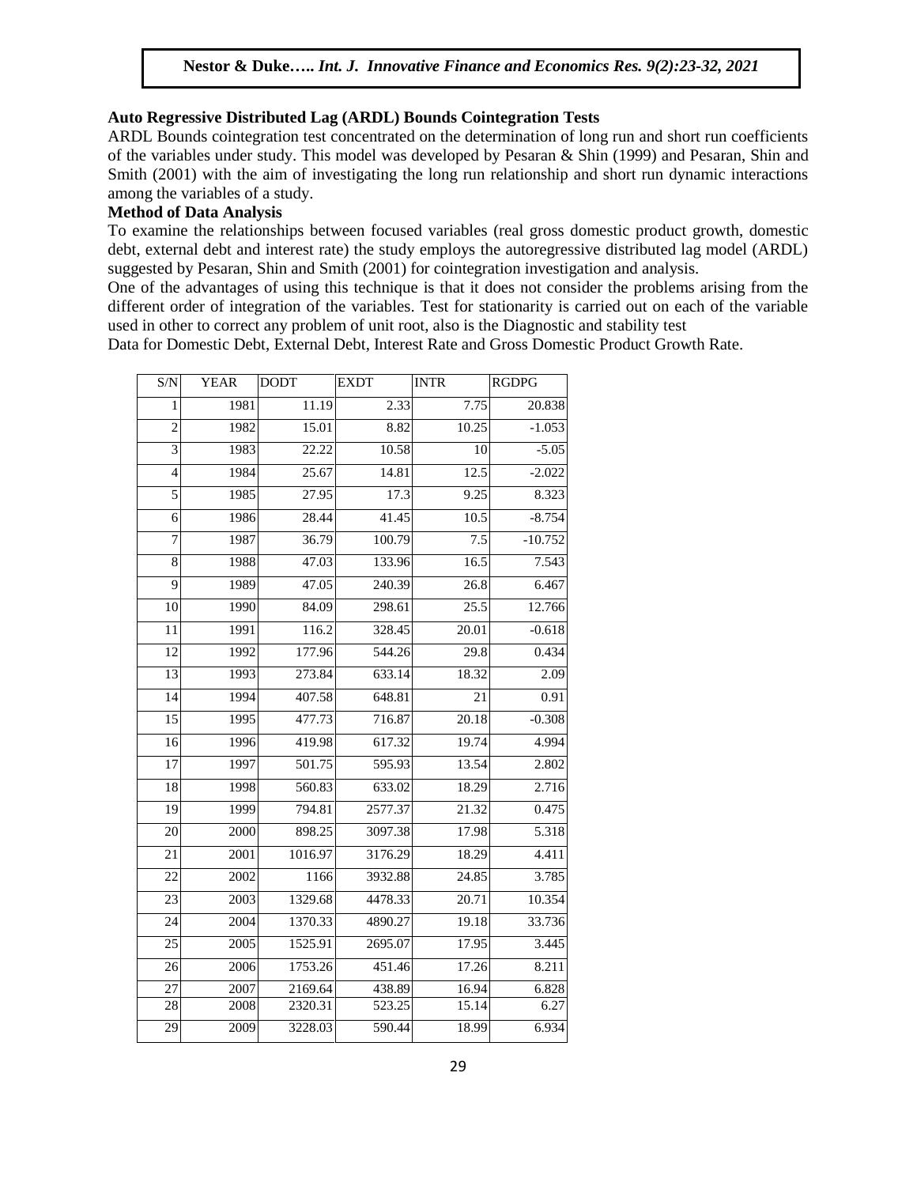**Auto Regressive Distributed Lag (ARDL) Bounds Cointegration Tests**

ARDL Bounds cointegration test concentrated on the determination of long run and short run coefficients of the variables under study. This model was developed by Pesaran & Shin (1999) and Pesaran, Shin and Smith (2001) with the aim of investigating the long run relationship and short run dynamic interactions among the variables of a study.

**Method of Data Analysis**

To examine the relationships between focused variables (real gross domestic product growth, domestic debt, external debt and interest rate) the study employs the autoregressive distributed lag model (ARDL) suggested by Pesaran, Shin and Smith (2001) for cointegration investigation and analysis.

One of the advantages of using this technique is that it does not consider the problems arising from the different order of integration of the variables. Test for stationarity is carried out on each of the variable used in other to correct any problem of unit root, also is the Diagnostic and stability test

Data for Domestic Debt, External Debt, Interest Rate and Gross Domestic Product Growth Rate.

| S/N | YEAR | DODT | EXDT | INTR | RGDPG |
|---|---|---|---|---|---|
| 1 | 1981 | 11.19 | 2.33 | 7.75 | 20.838 |
| 2 | 1982 | 15.01 | 8.82 | 10.25 | -1.053 |
| 3 | 1983 | 22.22 | 10.58 | 10 | -5.05 |
| 4 | 1984 | 25.67 | 14.81 | 12.5 | -2.022 |
| 5 | 1985 | 27.95 | 17.3 | 9.25 | 8.323 |
| 6 | 1986 | 28.44 | 41.45 | 10.5 | -8.754 |
| 7 | 1987 | 36.79 | 100.79 | 7.5 | -10.752 |
| 8 | 1988 | 47.03 | 133.96 | 16.5 | 7.543 |
| 9 | 1989 | 47.05 | 240.39 | 26.8 | 6.467 |
| 10 | 1990 | 84.09 | 298.61 | 25.5 | 12.766 |
| 11 | 1991 | 116.2 | 328.45 | 20.01 | -0.618 |
| 12 | 1992 | 177.96 | 544.26 | 29.8 | 0.434 |
| 13 | 1993 | 273.84 | 633.14 | 18.32 | 2.09 |
| 14 | 1994 | 407.58 | 648.81 | 21 | 0.91 |
| 15 | 1995 | 477.73 | 716.87 | 20.18 | -0.308 |
| 16 | 1996 | 419.98 | 617.32 | 19.74 | 4.994 |
| 17 | 1997 | 501.75 | 595.93 | 13.54 | 2.802 |
| 18 | 1998 | 560.83 | 633.02 | 18.29 | 2.716 |
| 19 | 1999 | 794.81 | 2577.37 | 21.32 | 0.475 |
| 20 | 2000 | 898.25 | 3097.38 | 17.98 | 5.318 |
| 21 | 2001 | 1016.97 | 3176.29 | 18.29 | 4.411 |
| 22 | 2002 | 1166 | 3932.88 | 24.85 | 3.785 |
| 23 | 2003 | 1329.68 | 4478.33 | 20.71 | 10.354 |
| 24 | 2004 | 1370.33 | 4890.27 | 19.18 | 33.736 |
| 25 | 2005 | 1525.91 | 2695.07 | 17.95 | 3.445 |
| 26 | 2006 | 1753.26 | 451.46 | 17.26 | 8.211 |
| 27 | 2007 | 2169.64 | 438.89 | 16.94 | 6.828 |
| 28 | 2008 | 2320.31 | 523.25 | 15.14 | 6.27 |
| 29 | 2009 | 3228.03 | 590.44 | 18.99 | 6.934 |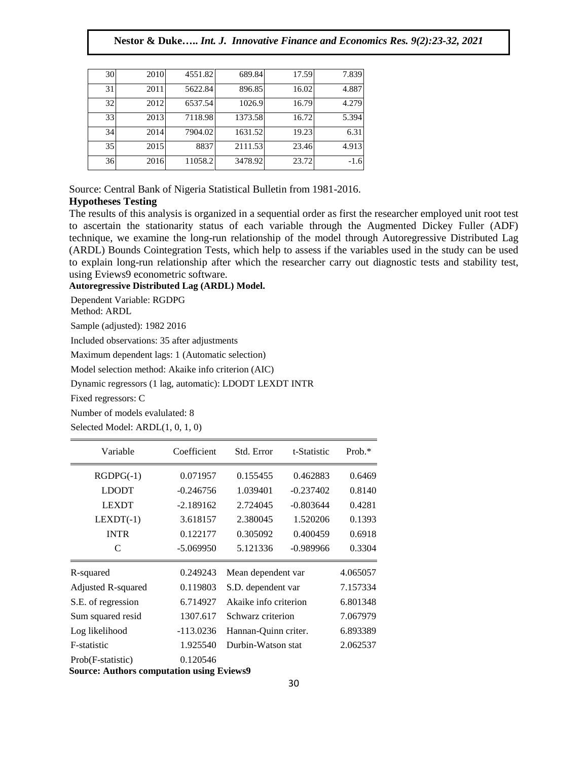| 30 | 2010 | 4551.82 | 689.84 | 17.59 | 7.839 |
|---|---|---|---|---|---|
| 31 | 2011 | 5622.84 | 896.85 | 16.02 | 4.887 |
| 32 | 2012 | 6537.54 | 1026.9 | 16.79 | 4.279 |
| 33 | 2013 | 7118.98 | 1373.58 | 16.72 | 5.394 |
| 34 | 2014 | 7904.02 | 1631.52 | 19.23 | 6.31 |
| 35 | 2015 | 8837 | 2111.53 | 23.46 | 4.913 |
| 36 | 2016 | 11058.2 | 3478.92 | 23.72 | -1.6 |

Source: Central Bank of Nigeria Statistical Bulletin from 1981-2016.

**Hypotheses Testing**

The results of this analysis is organized in a sequential order as first the researcher employed unit root test to ascertain the stationarity status of each variable through the Augmented Dickey Fuller (ADF) technique, we examine the long-run relationship of the model through Autoregressive Distributed Lag (ARDL) Bounds Cointegration Tests, which help to assess if the variables used in the study can be used to explain long-run relationship after which the researcher carry out diagnostic tests and stability test, using Eviews9 econometric software.

**Autoregressive Distributed Lag (ARDL) Model.**

Dependent Variable: RGDPG
Method: ARDL
Sample (adjusted): 1982 2016
Included observations: 35 after adjustments
Maximum dependent lags: 1 (Automatic selection)
Model selection method: Akaike info criterion (AIC)
Dynamic regressors (1 lag, automatic): LDODT LEXDT INTR
Fixed regressors: C
Number of models evalulated: 8
Selected Model: ARDL(1, 0, 1, 0)

| Variable | Coefficient | Std. Error | t-Statistic | Prob.* |
|---|---|---|---|---|
| RGDPG(-1) | 0.071957 | 0.155455 | 0.462883 | 0.6469 |
| LDODT | -0.246756 | 1.039401 | -0.237402 | 0.8140 |
| LEXDT | -2.189162 | 2.724045 | -0.803644 | 0.4281 |
| LEXDT(-1) | 3.618157 | 2.380045 | 1.520206 | 0.1393 |
| INTR | 0.122177 | 0.305092 | 0.400459 | 0.6918 |
| C | -5.069950 | 5.121336 | -0.989966 | 0.3304 |

| | | | |
|---|---|---|---|
| R-squared | 0.249243 | Mean dependent var | 4.065057 |
| Adjusted R-squared | 0.119803 | S.D. dependent var | 7.157334 |
| S.E. of regression | 6.714927 | Akaike info criterion | 6.801348 |
| Sum squared resid | 1307.617 | Schwarz criterion | 7.067979 |
| Log likelihood | -113.0236 | Hannan-Quinn criter. | 6.893389 |
| F-statistic | 1.925540 | Durbin-Watson stat | 2.062537 |
| Prob(F-statistic) | 0.120546 | | |

**Source: Authors computation using Eviews9**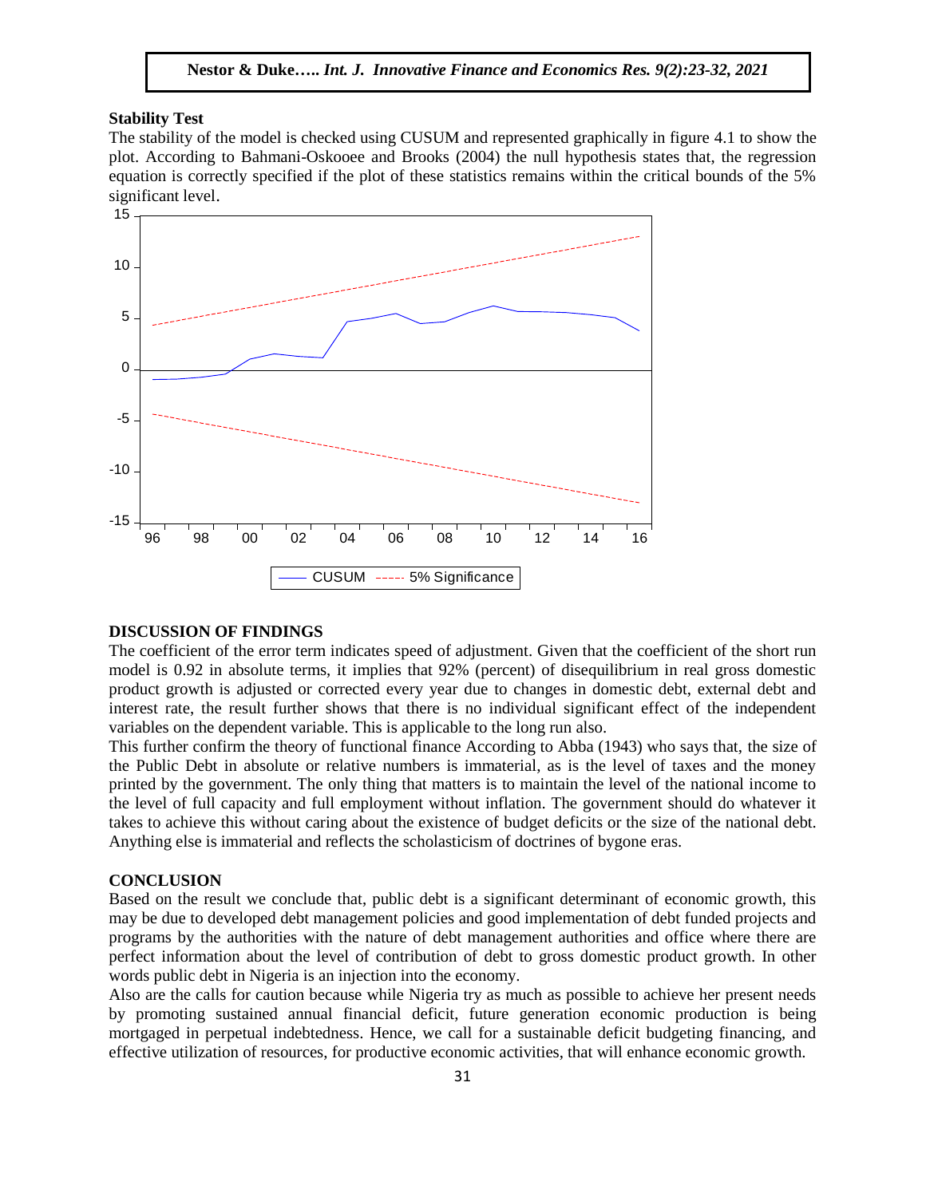**Stability Test**

The stability of the model is checked using CUSUM and represented graphically in figure 4.1 to show the plot. According to Bahmani-Oskooee and Brooks (2004) the null hypothesis states that, the regression equation is correctly specified if the plot of these statistics remains within the critical bounds of the 5% significant level.

**DISCUSSION OF FINDINGS**

The coefficient of the error term indicates speed of adjustment. Given that the coefficient of the short run model is 0.92 in absolute terms, it implies that 92% (percent) of disequilibrium in real gross domestic product growth is adjusted or corrected every year due to changes in domestic debt, external debt and interest rate, the result further shows that there is no individual significant effect of the independent variables on the dependent variable. This is applicable to the long run also.

This further confirm the theory of functional finance According to Abba (1943) who says that, the size of the Public Debt in absolute or relative numbers is immaterial, as is the level of taxes and the money printed by the government. The only thing that matters is to maintain the level of the national income to the level of full capacity and full employment without inflation. The government should do whatever it takes to achieve this without caring about the existence of budget deficits or the size of the national debt. Anything else is immaterial and reflects the scholasticism of doctrines of bygone eras.

**CONCLUSION**

Based on the result we conclude that, public debt is a significant determinant of economic growth, this may be due to developed debt management policies and good implementation of debt funded projects and programs by the authorities with the nature of debt management authorities and office where there are perfect information about the level of contribution of debt to gross domestic product growth. In other words public debt in Nigeria is an injection into the economy.

Also are the calls for caution because while Nigeria try as much as possible to achieve her present needs by promoting sustained annual financial deficit, future generation economic production is being mortgaged in perpetual indebtedness. Hence, we call for a sustainable deficit budgeting financing, and effective utilization of resources, for productive economic activities, that will enhance economic growth.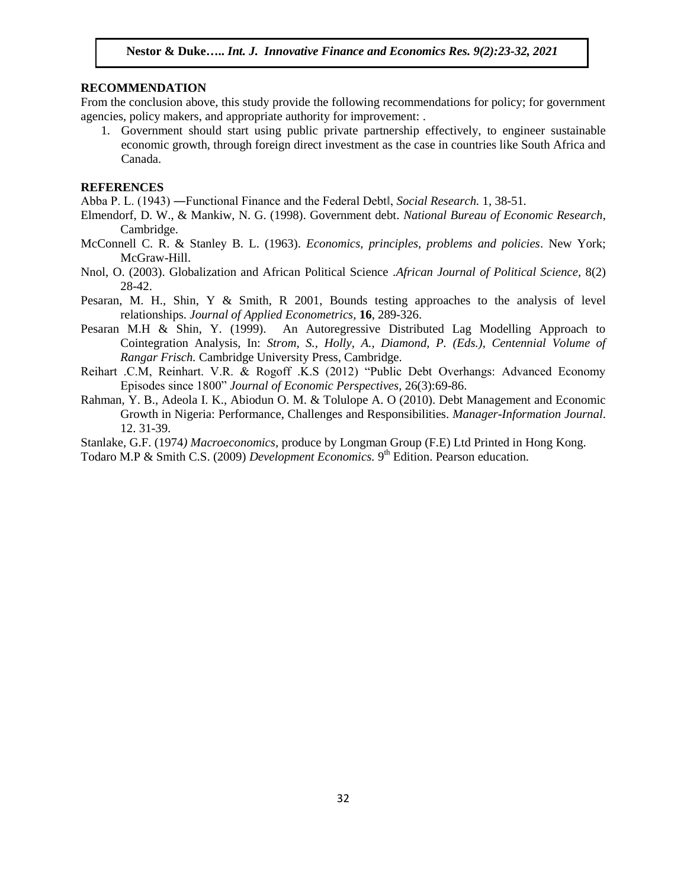## RECOMMENDATION

From the conclusion above, this study provide the following recommendations for policy; for government agencies, policy makers, and appropriate authority for improvement: .

1. Government should start using public private partnership effectively, to engineer sustainable economic growth, through foreign direct investment as the case in countries like South Africa and Canada.

## REFERENCES

Abba P. L. (1943) ―Functional Finance and the Federal Debt‖, *Social Research*. 1, 38-51.

Elmendorf, D. W., & Mankiw, N. G. (1998). Government debt. *National Bureau of Economic Research*, Cambridge.

McConnell C. R. & Stanley B. L. (1963). *Economics, principles, problems and policies*. New York; McGraw-Hill.

Nnol, O. (2003). Globalization and African Political Science .*African Journal of Political Science,* 8(2) 28-42.

Pesaran, M. H., Shin, Y & Smith, R 2001, Bounds testing approaches to the analysis of level relationships. *Journal of Applied Econometrics*, **16**, 289-326.

Pesaran M.H & Shin, Y. (1999). An Autoregressive Distributed Lag Modelling Approach to Cointegration Analysis, In: *Strom, S., Holly, A., Diamond, P. (Eds.), Centennial Volume of Rangar Frisch.* Cambridge University Press, Cambridge.

Reihart .C.M, Reinhart. V.R. & Rogoff .K.S (2012) "Public Debt Overhangs: Advanced Economy Episodes since 1800" *Journal of Economic Perspectives*, 26(3):69-86.

Rahman, Y. B., Adeola I. K., Abiodun O. M. & Tolulope A. O (2010). Debt Management and Economic Growth in Nigeria: Performance, Challenges and Responsibilities. *Manager-Information Journal*. 12. 31-39.

Stanlake, G.F. (1974*) Macroeconomics,* produce by Longman Group (F.E) Ltd Printed in Hong Kong.

Todaro M.P & Smith C.S. (2009) *Development Economics.* 9th Edition. Pearson education.